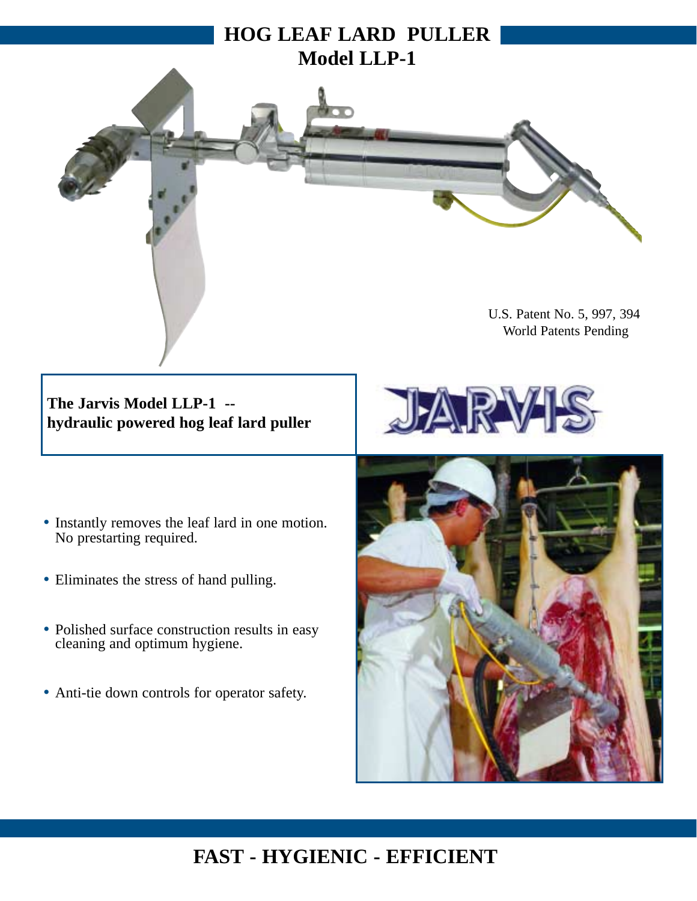# HOG LEAF LARD PULLER

## Model LLP-1

U.S. Patent No. 5, 997, 394
World Patents Pending

**The Jarvis Model LLP-1 --**
**hydraulic powered hog leaf lard puller**

JARVIS

- Instantly removes the leaf lard in one motion. No prestarting required.
- Eliminates the stress of hand pulling.
- Polished surface construction results in easy cleaning and optimum hygiene.
- Anti-tie down controls for operator safety.

**FAST - HYGIENIC - EFFICIENT**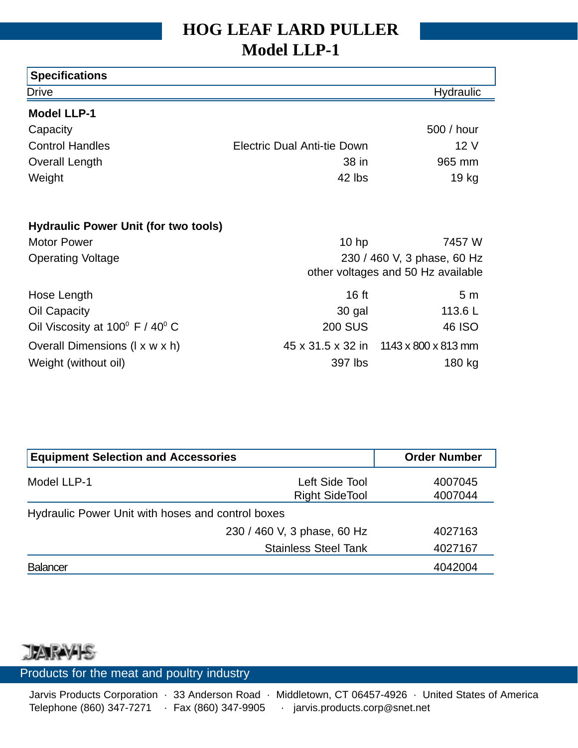# HOG LEAF LARD PULLER
## Model LLP-1

| Specifications | | |
|---|---|---|
| Drive | | Hydraulic |
| **Model LLP-1** | | |
| Capacity | | 500 / hour |
| Control Handles | Electric Dual Anti-tie Down | 12 V |
| Overall Length | 38 in | 965 mm |
| Weight | 42 lbs | 19 kg |
| **Hydraulic Power Unit (for two tools)** | | |
| Motor Power | 10 hp | 7457 W |
| Operating Voltage | 230 / 460 V, 3 phase, 60 Hz other voltages and 50 Hz available | |
| Hose Length | 16 ft | 5 m |
| Oil Capacity | 30 gal | 113.6 L |
| Oil Viscosity at 100° F / 40° C | 200 SUS | 46 ISO |
| Overall Dimensions (l x w x h) | 45 x 31.5 x 32 in | 1143 x 800 x 813 mm |
| Weight (without oil) | 397 lbs | 180 kg |

| Equipment Selection and Accessories | | Order Number |
|---|---|---|
| Model LLP-1 | Left Side Tool | 4007045 |
| | Right SideTool | 4007044 |
| Hydraulic Power Unit with hoses and control boxes | | |
| | 230 / 460 V, 3 phase, 60 Hz | 4027163 |
| | Stainless Steel Tank | 4027167 |
| Balancer | | 4042004 |

JARVIS

Products for the meat and poultry industry

Jarvis Products Corporation · 33 Anderson Road · Middletown, CT 06457-4926 · United States of America
Telephone (860) 347-7271 · Fax (860) 347-9905 · jarvis.products.corp@snet.net